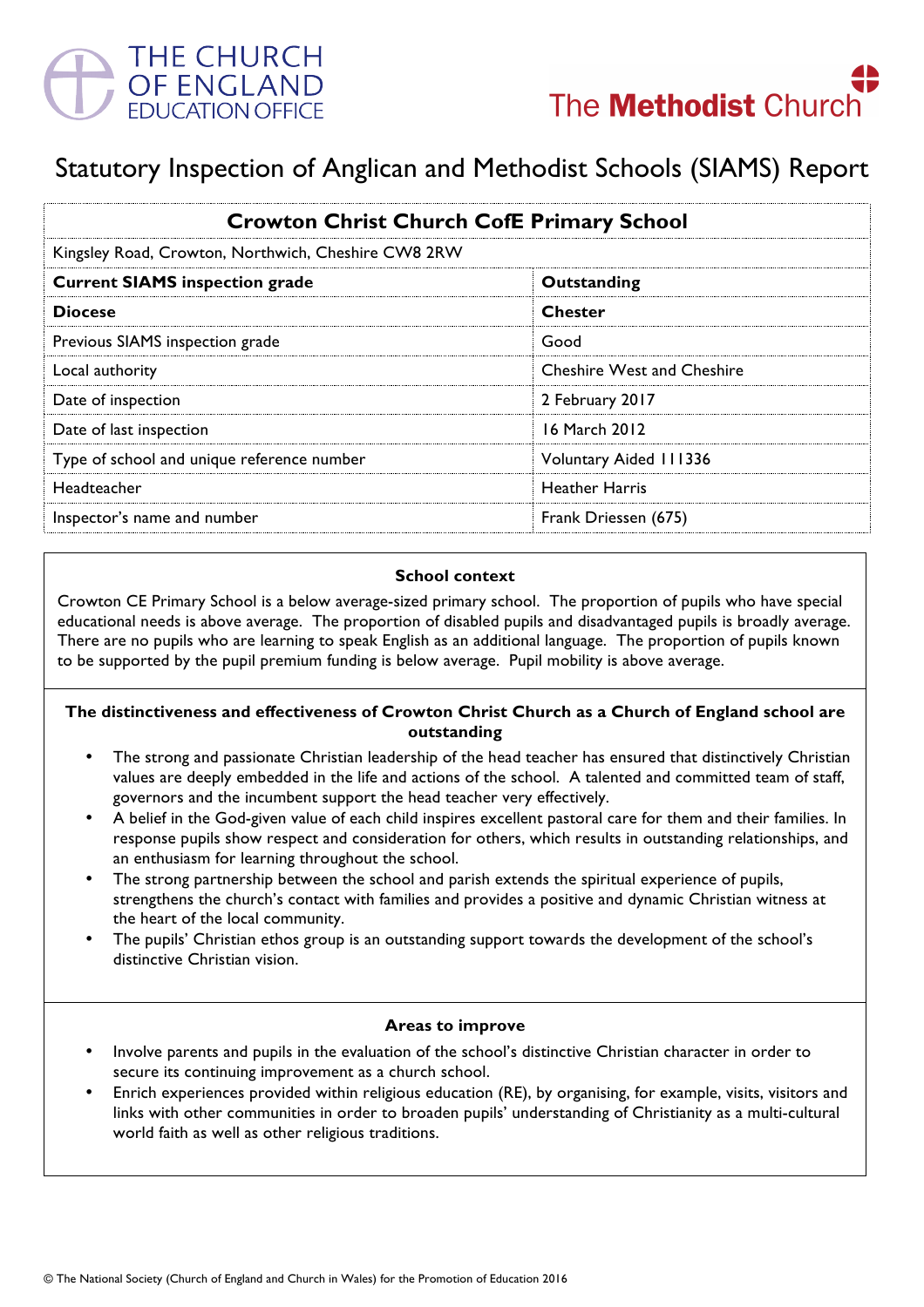# Statutory Inspection of Anglican and Methodist Schools (SIAMS) Report

| Crowton Christ Church CofE Primary School | |
|---|---|
| Kingsley Road, Crowton, Northwich, Cheshire CW8 2RW | |
| **Current SIAMS inspection grade** | **Outstanding** |
| **Diocese** | **Chester** |
| Previous SIAMS inspection grade | Good |
| Local authority | Cheshire West and Cheshire |
| Date of inspection | 2 February 2017 |
| Date of last inspection | 16 March 2012 |
| Type of school and unique reference number | Voluntary Aided 111336 |
| Headteacher | Heather Harris |
| Inspector's name and number | Frank Driessen (675) |

### School context

Crowton CE Primary School is a below average-sized primary school. The proportion of pupils who have special educational needs is above average. The proportion of disabled pupils and disadvantaged pupils is broadly average. There are no pupils who are learning to speak English as an additional language. The proportion of pupils known to be supported by the pupil premium funding is below average. Pupil mobility is above average.

### The distinctiveness and effectiveness of Crowton Christ Church as a Church of England school are outstanding

- The strong and passionate Christian leadership of the head teacher has ensured that distinctively Christian values are deeply embedded in the life and actions of the school. A talented and committed team of staff, governors and the incumbent support the head teacher very effectively.
- A belief in the God-given value of each child inspires excellent pastoral care for them and their families. In response pupils show respect and consideration for others, which results in outstanding relationships, and an enthusiasm for learning throughout the school.
- The strong partnership between the school and parish extends the spiritual experience of pupils, strengthens the church's contact with families and provides a positive and dynamic Christian witness at the heart of the local community.
- The pupils' Christian ethos group is an outstanding support towards the development of the school's distinctive Christian vision.

### Areas to improve

- Involve parents and pupils in the evaluation of the school's distinctive Christian character in order to secure its continuing improvement as a church school.
- Enrich experiences provided within religious education (RE), by organising, for example, visits, visitors and links with other communities in order to broaden pupils' understanding of Christianity as a multi-cultural world faith as well as other religious traditions.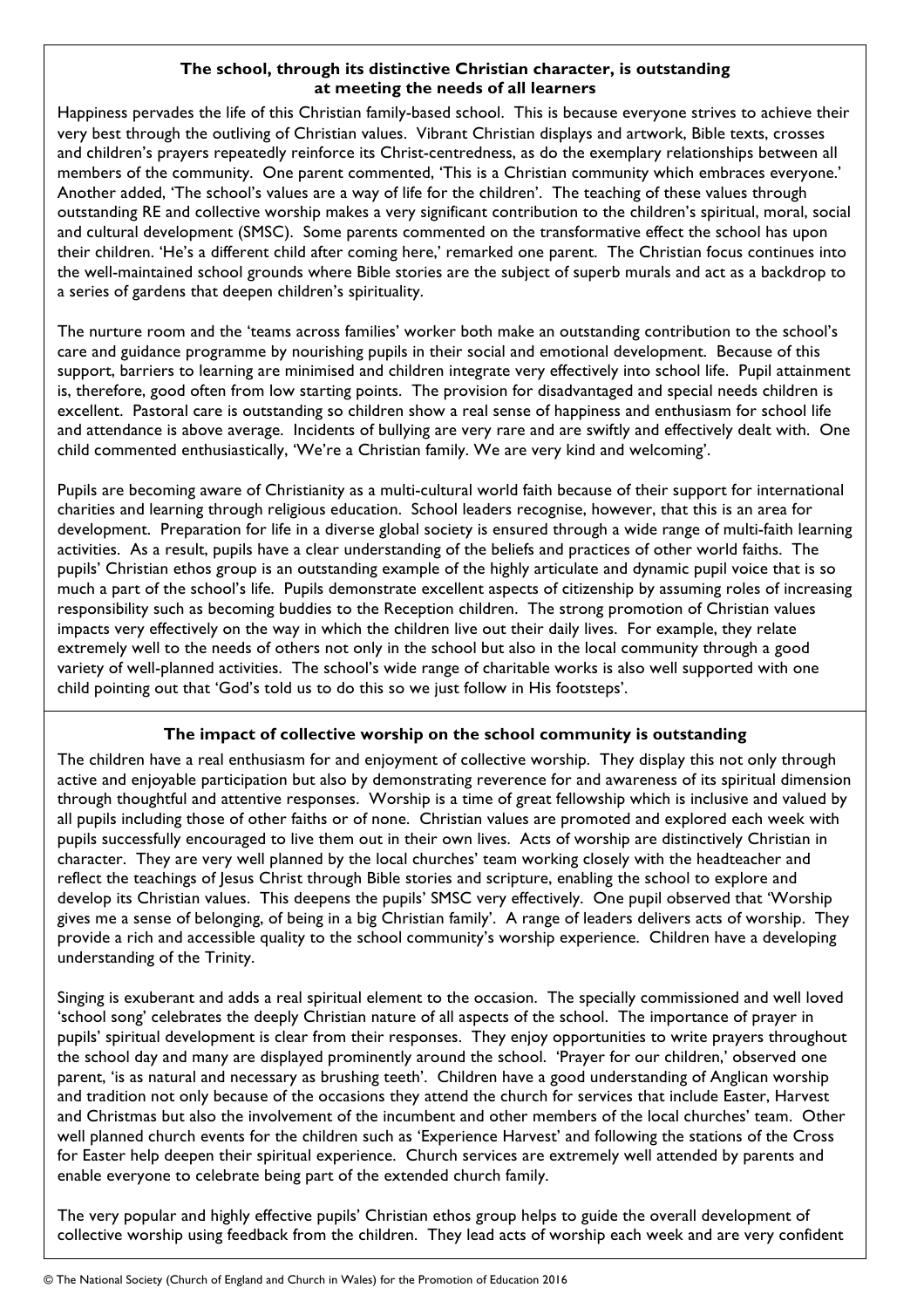### The school, through its distinctive Christian character, is outstanding at meeting the needs of all learners

Happiness pervades the life of this Christian family-based school. This is because everyone strives to achieve their very best through the outliving of Christian values. Vibrant Christian displays and artwork, Bible texts, crosses and children's prayers repeatedly reinforce its Christ-centredness, as do the exemplary relationships between all members of the community. One parent commented, 'This is a Christian community which embraces everyone.' Another added, 'The school's values are a way of life for the children'. The teaching of these values through outstanding RE and collective worship makes a very significant contribution to the children's spiritual, moral, social and cultural development (SMSC). Some parents commented on the transformative effect the school has upon their children. 'He's a different child after coming here,' remarked one parent. The Christian focus continues into the well-maintained school grounds where Bible stories are the subject of superb murals and act as a backdrop to a series of gardens that deepen children's spirituality.

The nurture room and the 'teams across families' worker both make an outstanding contribution to the school's care and guidance programme by nourishing pupils in their social and emotional development. Because of this support, barriers to learning are minimised and children integrate very effectively into school life. Pupil attainment is, therefore, good often from low starting points. The provision for disadvantaged and special needs children is excellent. Pastoral care is outstanding so children show a real sense of happiness and enthusiasm for school life and attendance is above average. Incidents of bullying are very rare and are swiftly and effectively dealt with. One child commented enthusiastically, 'We're a Christian family. We are very kind and welcoming'.

Pupils are becoming aware of Christianity as a multi-cultural world faith because of their support for international charities and learning through religious education. School leaders recognise, however, that this is an area for development. Preparation for life in a diverse global society is ensured through a wide range of multi-faith learning activities. As a result, pupils have a clear understanding of the beliefs and practices of other world faiths. The pupils' Christian ethos group is an outstanding example of the highly articulate and dynamic pupil voice that is so much a part of the school's life. Pupils demonstrate excellent aspects of citizenship by assuming roles of increasing responsibility such as becoming buddies to the Reception children. The strong promotion of Christian values impacts very effectively on the way in which the children live out their daily lives. For example, they relate extremely well to the needs of others not only in the school but also in the local community through a good variety of well-planned activities. The school's wide range of charitable works is also well supported with one child pointing out that 'God's told us to do this so we just follow in His footsteps'.

### The impact of collective worship on the school community is outstanding

The children have a real enthusiasm for and enjoyment of collective worship. They display this not only through active and enjoyable participation but also by demonstrating reverence for and awareness of its spiritual dimension through thoughtful and attentive responses. Worship is a time of great fellowship which is inclusive and valued by all pupils including those of other faiths or of none. Christian values are promoted and explored each week with pupils successfully encouraged to live them out in their own lives. Acts of worship are distinctively Christian in character. They are very well planned by the local churches' team working closely with the headteacher and reflect the teachings of Jesus Christ through Bible stories and scripture, enabling the school to explore and develop its Christian values. This deepens the pupils' SMSC very effectively. One pupil observed that 'Worship gives me a sense of belonging, of being in a big Christian family'. A range of leaders delivers acts of worship. They provide a rich and accessible quality to the school community's worship experience. Children have a developing understanding of the Trinity.

Singing is exuberant and adds a real spiritual element to the occasion. The specially commissioned and well loved 'school song' celebrates the deeply Christian nature of all aspects of the school. The importance of prayer in pupils' spiritual development is clear from their responses. They enjoy opportunities to write prayers throughout the school day and many are displayed prominently around the school. 'Prayer for our children,' observed one parent, 'is as natural and necessary as brushing teeth'. Children have a good understanding of Anglican worship and tradition not only because of the occasions they attend the church for services that include Easter, Harvest and Christmas but also the involvement of the incumbent and other members of the local churches' team. Other well planned church events for the children such as 'Experience Harvest' and following the stations of the Cross for Easter help deepen their spiritual experience. Church services are extremely well attended by parents and enable everyone to celebrate being part of the extended church family.

The very popular and highly effective pupils' Christian ethos group helps to guide the overall development of collective worship using feedback from the children. They lead acts of worship each week and are very confident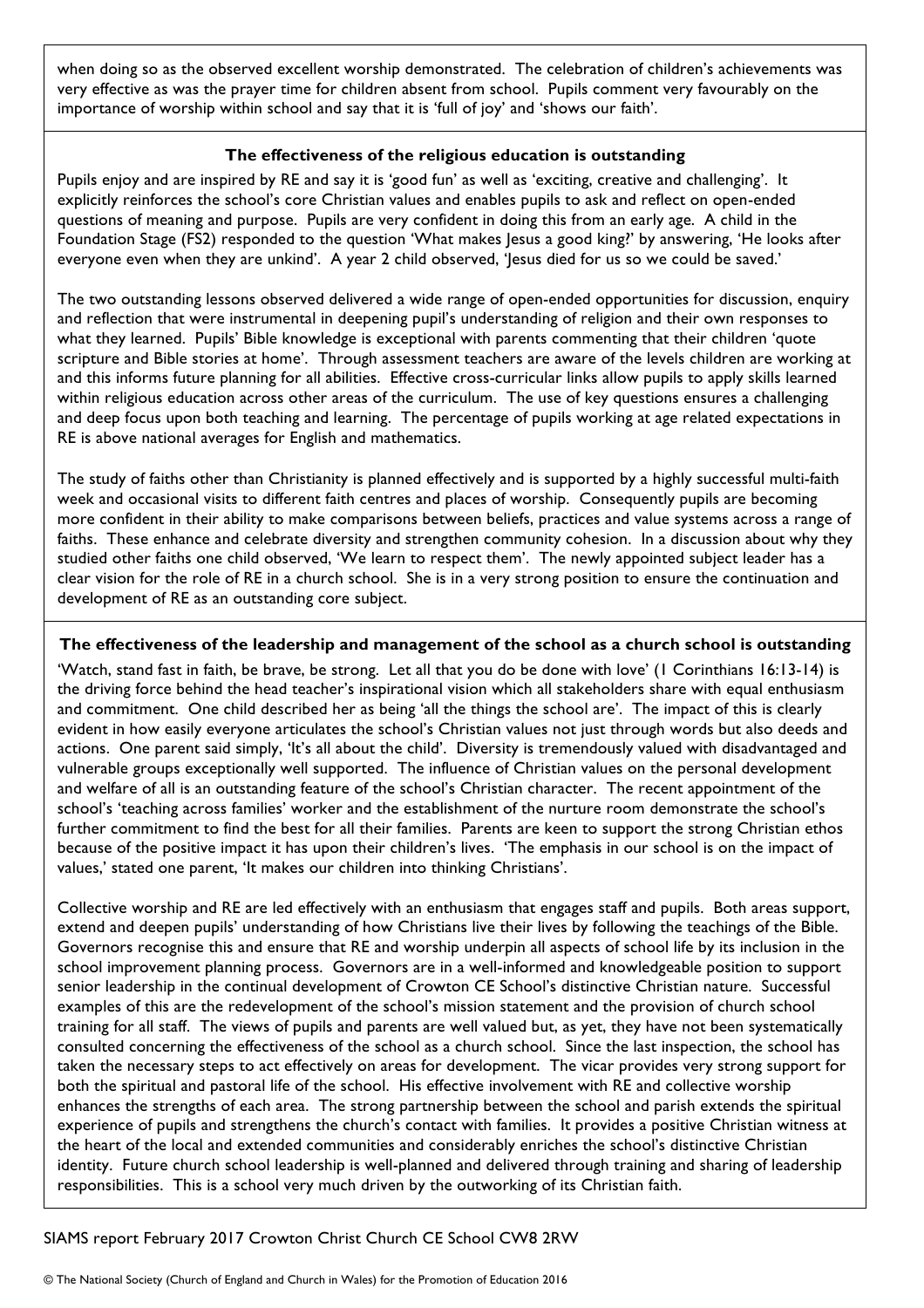when doing so as the observed excellent worship demonstrated. The celebration of children's achievements was very effective as was the prayer time for children absent from school. Pupils comment very favourably on the importance of worship within school and say that it is 'full of joy' and 'shows our faith'.

## The effectiveness of the religious education is outstanding

Pupils enjoy and are inspired by RE and say it is 'good fun' as well as 'exciting, creative and challenging'. It explicitly reinforces the school's core Christian values and enables pupils to ask and reflect on open-ended questions of meaning and purpose. Pupils are very confident in doing this from an early age. A child in the Foundation Stage (FS2) responded to the question 'What makes Jesus a good king?' by answering, 'He looks after everyone even when they are unkind'. A year 2 child observed, 'Jesus died for us so we could be saved.'

The two outstanding lessons observed delivered a wide range of open-ended opportunities for discussion, enquiry and reflection that were instrumental in deepening pupil's understanding of religion and their own responses to what they learned. Pupils' Bible knowledge is exceptional with parents commenting that their children 'quote scripture and Bible stories at home'. Through assessment teachers are aware of the levels children are working at and this informs future planning for all abilities. Effective cross-curricular links allow pupils to apply skills learned within religious education across other areas of the curriculum. The use of key questions ensures a challenging and deep focus upon both teaching and learning. The percentage of pupils working at age related expectations in RE is above national averages for English and mathematics.

The study of faiths other than Christianity is planned effectively and is supported by a highly successful multi-faith week and occasional visits to different faith centres and places of worship. Consequently pupils are becoming more confident in their ability to make comparisons between beliefs, practices and value systems across a range of faiths. These enhance and celebrate diversity and strengthen community cohesion. In a discussion about why they studied other faiths one child observed, 'We learn to respect them'. The newly appointed subject leader has a clear vision for the role of RE in a church school. She is in a very strong position to ensure the continuation and development of RE as an outstanding core subject.

## The effectiveness of the leadership and management of the school as a church school is outstanding

'Watch, stand fast in faith, be brave, be strong. Let all that you do be done with love' (1 Corinthians 16:13-14) is the driving force behind the head teacher's inspirational vision which all stakeholders share with equal enthusiasm and commitment. One child described her as being 'all the things the school are'. The impact of this is clearly evident in how easily everyone articulates the school's Christian values not just through words but also deeds and actions. One parent said simply, 'It's all about the child'. Diversity is tremendously valued with disadvantaged and vulnerable groups exceptionally well supported. The influence of Christian values on the personal development and welfare of all is an outstanding feature of the school's Christian character. The recent appointment of the school's 'teaching across families' worker and the establishment of the nurture room demonstrate the school's further commitment to find the best for all their families. Parents are keen to support the strong Christian ethos because of the positive impact it has upon their children's lives. 'The emphasis in our school is on the impact of values,' stated one parent, 'It makes our children into thinking Christians'.

Collective worship and RE are led effectively with an enthusiasm that engages staff and pupils. Both areas support, extend and deepen pupils' understanding of how Christians live their lives by following the teachings of the Bible. Governors recognise this and ensure that RE and worship underpin all aspects of school life by its inclusion in the school improvement planning process. Governors are in a well-informed and knowledgeable position to support senior leadership in the continual development of Crowton CE School's distinctive Christian nature. Successful examples of this are the redevelopment of the school's mission statement and the provision of church school training for all staff. The views of pupils and parents are well valued but, as yet, they have not been systematically consulted concerning the effectiveness of the school as a church school. Since the last inspection, the school has taken the necessary steps to act effectively on areas for development. The vicar provides very strong support for both the spiritual and pastoral life of the school. His effective involvement with RE and collective worship enhances the strengths of each area. The strong partnership between the school and parish extends the spiritual experience of pupils and strengthens the church's contact with families. It provides a positive Christian witness at the heart of the local and extended communities and considerably enriches the school's distinctive Christian identity. Future church school leadership is well-planned and delivered through training and sharing of leadership responsibilities. This is a school very much driven by the outworking of its Christian faith.

SIAMS report February 2017 Crowton Christ Church CE School CW8 2RW

© The National Society (Church of England and Church in Wales) for the Promotion of Education 2016